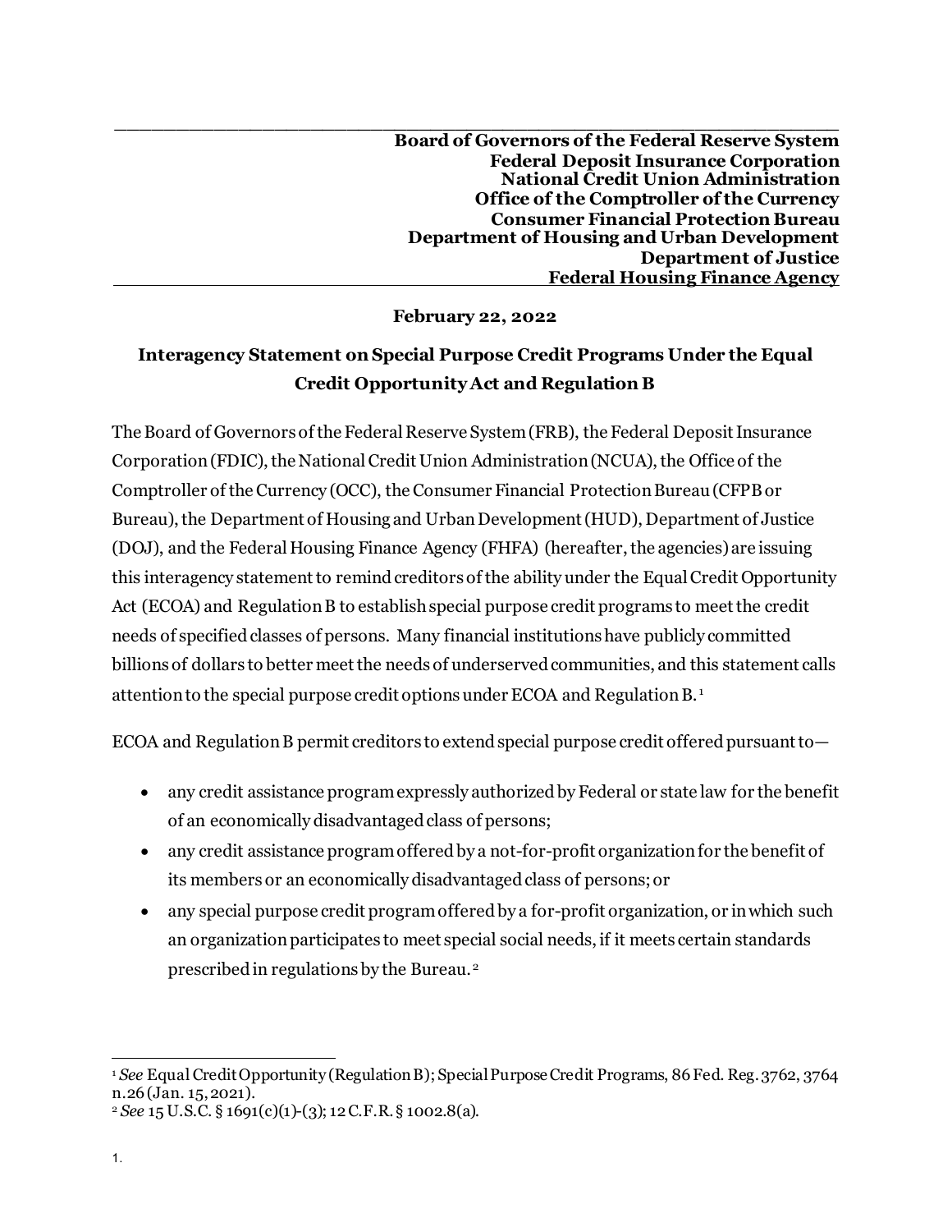**Board of Governors of the Federal Reserve System**
**Federal Deposit Insurance Corporation**
**National Credit Union Administration**
**Office of the Comptroller of the Currency**
**Consumer Financial Protection Bureau**
**Department of Housing and Urban Development**
**Department of Justice**
**Federal Housing Finance Agency**

**February 22, 2022**

# Interagency Statement on Special Purpose Credit Programs Under the Equal Credit Opportunity Act and Regulation B

The Board of Governors of the Federal Reserve System (FRB), the Federal Deposit Insurance Corporation (FDIC), the National Credit Union Administration (NCUA), the Office of the Comptroller of the Currency (OCC), the Consumer Financial Protection Bureau (CFPB or Bureau), the Department of Housing and Urban Development (HUD), Department of Justice (DOJ), and the Federal Housing Finance Agency (FHFA) (hereafter, the agencies) are issuing this interagency statement to remind creditors of the ability under the Equal Credit Opportunity Act (ECOA) and Regulation B to establish special purpose credit programs to meet the credit needs of specified classes of persons. Many financial institutions have publicly committed billions of dollars to better meet the needs of underserved communities, and this statement calls attention to the special purpose credit options under ECOA and Regulation B.[1]

ECOA and Regulation B permit creditors to extend special purpose credit offered pursuant to—

- any credit assistance program expressly authorized by Federal or state law for the benefit of an economically disadvantaged class of persons;
- any credit assistance program offered by a not-for-profit organization for the benefit of its members or an economically disadvantaged class of persons; or
- any special purpose credit program offered by a for-profit organization, or in which such an organization participates to meet special social needs, if it meets certain standards prescribed in regulations by the Bureau.[2]

---

[1] *See* Equal Credit Opportunity (Regulation B); Special Purpose Credit Programs, 86 Fed. Reg. 3762, 3764 n.26 (Jan. 15, 2021).

[2] *See* 15 U.S.C. § 1691(c)(1)-(3); 12 C.F.R. § 1002.8(a).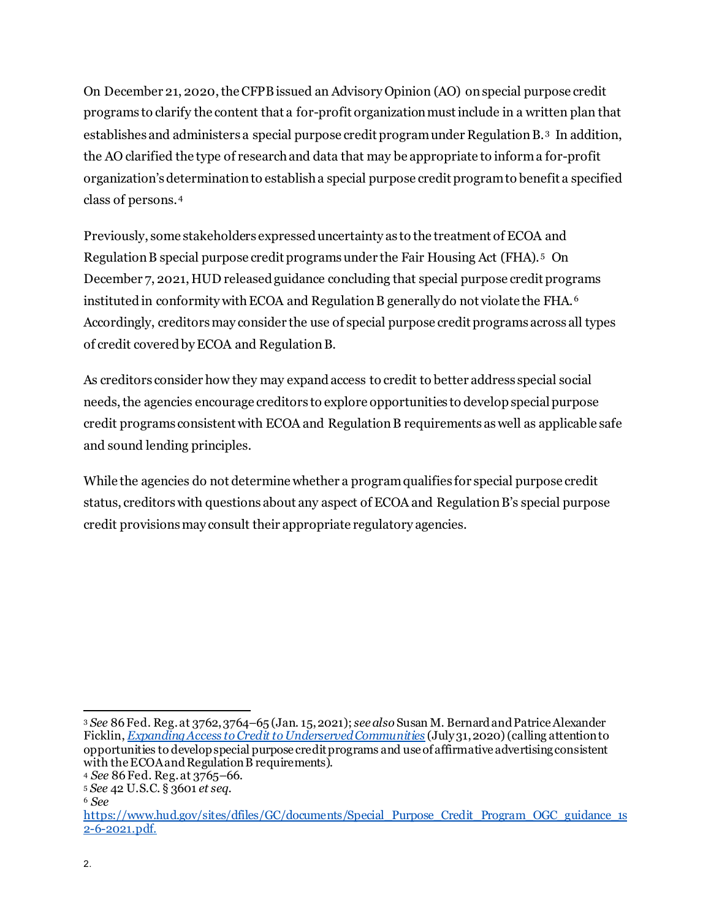On December 21, 2020, the CFPB issued an Advisory Opinion (AO) on special purpose credit programs to clarify the content that a for-profit organization must include in a written plan that establishes and administers a special purpose credit program under Regulation B.[3] In addition, the AO clarified the type of research and data that may be appropriate to inform a for-profit organization's determination to establish a special purpose credit program to benefit a specified class of persons.[4]

Previously, some stakeholders expressed uncertainty as to the treatment of ECOA and Regulation B special purpose credit programs under the Fair Housing Act (FHA).[5] On December 7, 2021, HUD released guidance concluding that special purpose credit programs instituted in conformity with ECOA and Regulation B generally do not violate the FHA.[6] Accordingly, creditors may consider the use of special purpose credit programs across all types of credit covered by ECOA and Regulation B.

As creditors consider how they may expand access to credit to better address special social needs, the agencies encourage creditors to explore opportunities to develop special purpose credit programs consistent with ECOA and Regulation B requirements as well as applicable safe and sound lending principles.

While the agencies do not determine whether a program qualifies for special purpose credit status, creditors with questions about any aspect of ECOA and Regulation B's special purpose credit provisions may consult their appropriate regulatory agencies.

---

[3] *See* 86 Fed. Reg. at 3762, 3764–65 (Jan. 15, 2021); *see also* Susan M. Bernard and Patrice Alexander Ficklin, [*Expanding Access to Credit to Underserved Communities*] (July 31, 2020) (calling attention to opportunities to develop special purpose credit programs and use of affirmative advertising consistent with the ECOA and Regulation B requirements).

[4] *See* 86 Fed. Reg. at 3765–66.

[5] *See* 42 U.S.C. § 3601 *et seq.*

[6] *See* https://www.hud.gov/sites/dfiles/GC/documents/Special_Purpose_Credit_Program_OGC_guidance_12-6-2021.pdf.